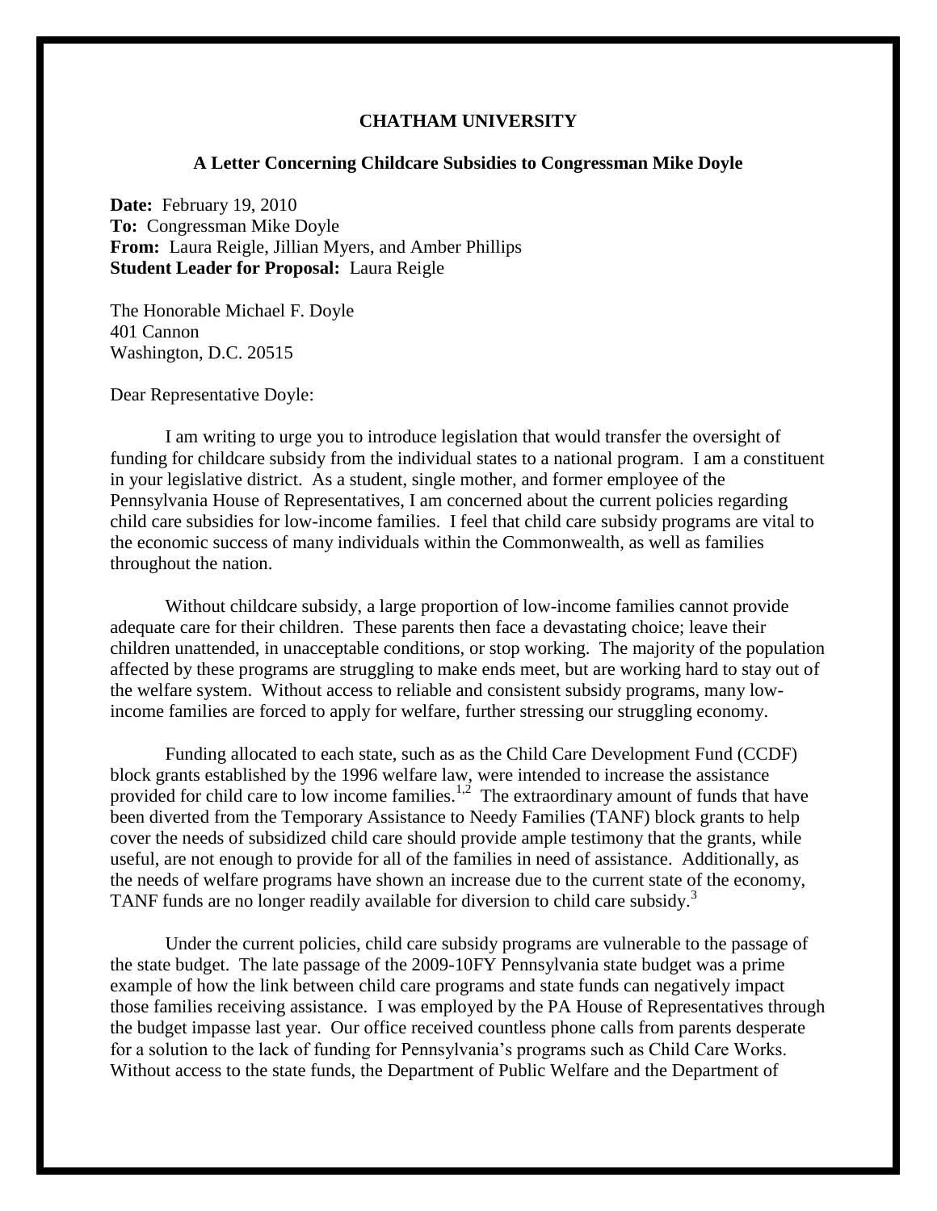**CHATHAM UNIVERSITY**

**A Letter Concerning Childcare Subsidies to Congressman Mike Doyle**

**Date:** February 19, 2010
**To:** Congressman Mike Doyle
**From:** Laura Reigle, Jillian Myers, and Amber Phillips
**Student Leader for Proposal:** Laura Reigle

The Honorable Michael F. Doyle
401 Cannon
Washington, D.C. 20515

Dear Representative Doyle:

I am writing to urge you to introduce legislation that would transfer the oversight of funding for childcare subsidy from the individual states to a national program. I am a constituent in your legislative district. As a student, single mother, and former employee of the Pennsylvania House of Representatives, I am concerned about the current policies regarding child care subsidies for low-income families. I feel that child care subsidy programs are vital to the economic success of many individuals within the Commonwealth, as well as families throughout the nation.

Without childcare subsidy, a large proportion of low-income families cannot provide adequate care for their children. These parents then face a devastating choice; leave their children unattended, in unacceptable conditions, or stop working. The majority of the population affected by these programs are struggling to make ends meet, but are working hard to stay out of the welfare system. Without access to reliable and consistent subsidy programs, many low-income families are forced to apply for welfare, further stressing our struggling economy.

Funding allocated to each state, such as as the Child Care Development Fund (CCDF) block grants established by the 1996 welfare law, were intended to increase the assistance provided for child care to low income families.[1,2] The extraordinary amount of funds that have been diverted from the Temporary Assistance to Needy Families (TANF) block grants to help cover the needs of subsidized child care should provide ample testimony that the grants, while useful, are not enough to provide for all of the families in need of assistance. Additionally, as the needs of welfare programs have shown an increase due to the current state of the economy, TANF funds are no longer readily available for diversion to child care subsidy.[3]

Under the current policies, child care subsidy programs are vulnerable to the passage of the state budget. The late passage of the 2009-10FY Pennsylvania state budget was a prime example of how the link between child care programs and state funds can negatively impact those families receiving assistance. I was employed by the PA House of Representatives through the budget impasse last year. Our office received countless phone calls from parents desperate for a solution to the lack of funding for Pennsylvania's programs such as Child Care Works. Without access to the state funds, the Department of Public Welfare and the Department of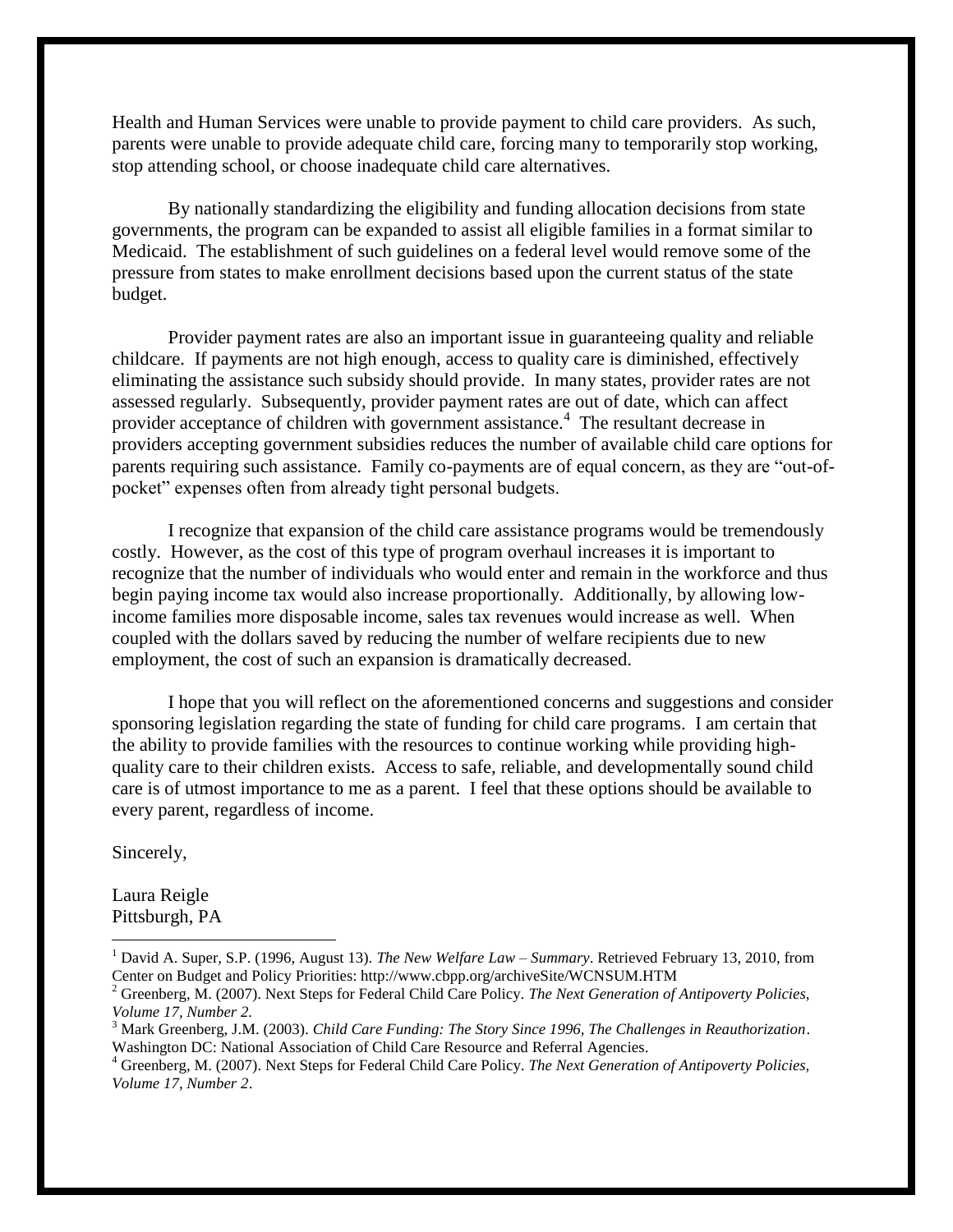Health and Human Services were unable to provide payment to child care providers. As such, parents were unable to provide adequate child care, forcing many to temporarily stop working, stop attending school, or choose inadequate child care alternatives.

By nationally standardizing the eligibility and funding allocation decisions from state governments, the program can be expanded to assist all eligible families in a format similar to Medicaid. The establishment of such guidelines on a federal level would remove some of the pressure from states to make enrollment decisions based upon the current status of the state budget.

Provider payment rates are also an important issue in guaranteeing quality and reliable childcare. If payments are not high enough, access to quality care is diminished, effectively eliminating the assistance such subsidy should provide. In many states, provider rates are not assessed regularly. Subsequently, provider payment rates are out of date, which can affect provider acceptance of children with government assistance.[4] The resultant decrease in providers accepting government subsidies reduces the number of available child care options for parents requiring such assistance. Family co-payments are of equal concern, as they are "out-of-pocket" expenses often from already tight personal budgets.

I recognize that expansion of the child care assistance programs would be tremendously costly. However, as the cost of this type of program overhaul increases it is important to recognize that the number of individuals who would enter and remain in the workforce and thus begin paying income tax would also increase proportionally. Additionally, by allowing low-income families more disposable income, sales tax revenues would increase as well. When coupled with the dollars saved by reducing the number of welfare recipients due to new employment, the cost of such an expansion is dramatically decreased.

I hope that you will reflect on the aforementioned concerns and suggestions and consider sponsoring legislation regarding the state of funding for child care programs. I am certain that the ability to provide families with the resources to continue working while providing high-quality care to their children exists. Access to safe, reliable, and developmentally sound child care is of utmost importance to me as a parent. I feel that these options should be available to every parent, regardless of income.

Sincerely,

Laura Reigle
Pittsburgh, PA

---

[1] David A. Super, S.P. (1996, August 13). *The New Welfare Law – Summary*. Retrieved February 13, 2010, from Center on Budget and Policy Priorities: http://www.cbpp.org/archiveSite/WCNSUM.HTM

[2] Greenberg, M. (2007). Next Steps for Federal Child Care Policy. *The Next Generation of Antipoverty Policies, Volume 17, Number 2.*

[3] Mark Greenberg, J.M. (2003). *Child Care Funding: The Story Since 1996, The Challenges in Reauthorization*. Washington DC: National Association of Child Care Resource and Referral Agencies.

[4] Greenberg, M. (2007). Next Steps for Federal Child Care Policy. *The Next Generation of Antipoverty Policies, Volume 17, Number 2*.